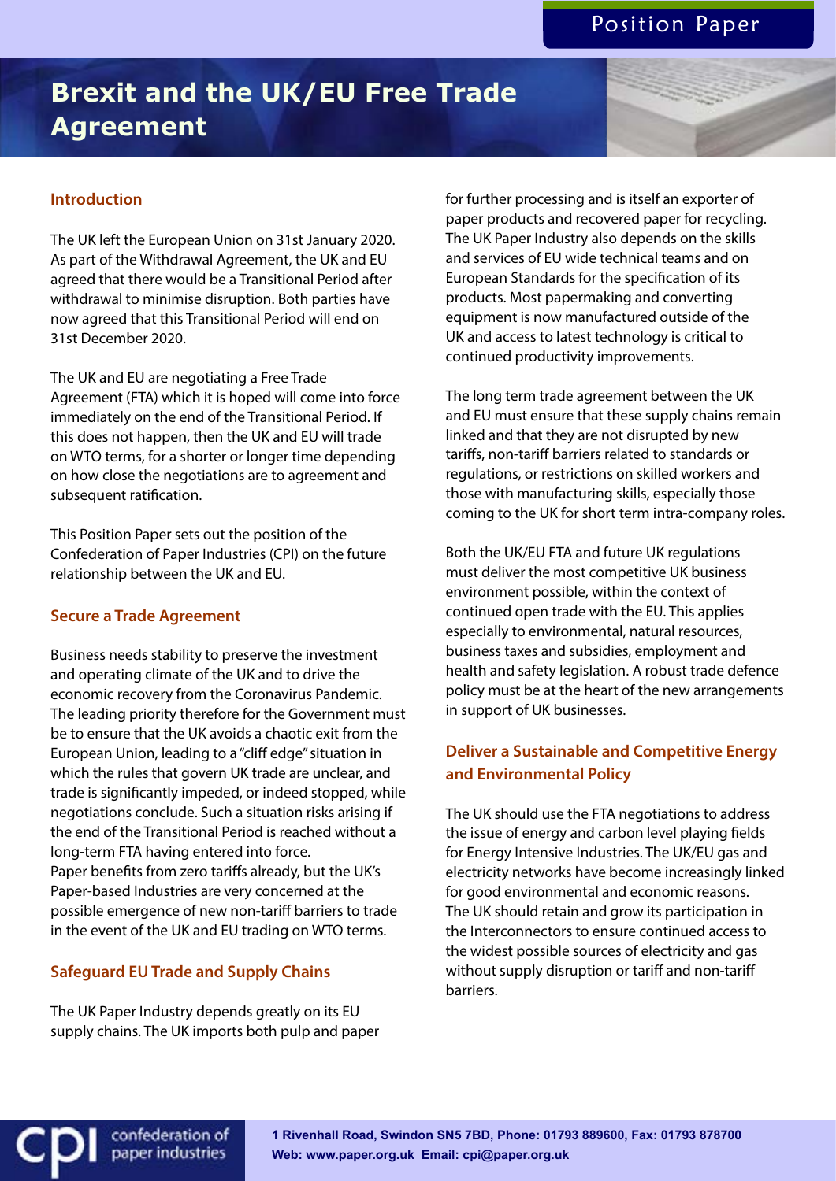Position Paper

# Brexit and the UK/EU Free Trade Agreement

## Introduction

The UK left the European Union on 31st January 2020. As part of the Withdrawal Agreement, the UK and EU agreed that there would be a Transitional Period after withdrawal to minimise disruption. Both parties have now agreed that this Transitional Period will end on 31st December 2020.

The UK and EU are negotiating a Free Trade Agreement (FTA) which it is hoped will come into force immediately on the end of the Transitional Period. If this does not happen, then the UK and EU will trade on WTO terms, for a shorter or longer time depending on how close the negotiations are to agreement and subsequent ratification.

This Position Paper sets out the position of the Confederation of Paper Industries (CPI) on the future relationship between the UK and EU.

## Secure a Trade Agreement

Business needs stability to preserve the investment and operating climate of the UK and to drive the economic recovery from the Coronavirus Pandemic. The leading priority therefore for the Government must be to ensure that the UK avoids a chaotic exit from the European Union, leading to a "cliff edge" situation in which the rules that govern UK trade are unclear, and trade is significantly impeded, or indeed stopped, while negotiations conclude. Such a situation risks arising if the end of the Transitional Period is reached without a long-term FTA having entered into force.
Paper benefits from zero tariffs already, but the UK's Paper-based Industries are very concerned at the possible emergence of new non-tariff barriers to trade in the event of the UK and EU trading on WTO terms.

## Safeguard EU Trade and Supply Chains

The UK Paper Industry depends greatly on its EU supply chains. The UK imports both pulp and paper for further processing and is itself an exporter of paper products and recovered paper for recycling. The UK Paper Industry also depends on the skills and services of EU wide technical teams and on European Standards for the specification of its products. Most papermaking and converting equipment is now manufactured outside of the UK and access to latest technology is critical to continued productivity improvements.

The long term trade agreement between the UK and EU must ensure that these supply chains remain linked and that they are not disrupted by new tariffs, non-tariff barriers related to standards or regulations, or restrictions on skilled workers and those with manufacturing skills, especially those coming to the UK for short term intra-company roles.

Both the UK/EU FTA and future UK regulations must deliver the most competitive UK business environment possible, within the context of continued open trade with the EU. This applies especially to environmental, natural resources, business taxes and subsidies, employment and health and safety legislation. A robust trade defence policy must be at the heart of the new arrangements in support of UK businesses.

## Deliver a Sustainable and Competitive Energy and Environmental Policy

The UK should use the FTA negotiations to address the issue of energy and carbon level playing fields for Energy Intensive Industries. The UK/EU gas and electricity networks have become increasingly linked for good environmental and economic reasons. The UK should retain and grow its participation in the Interconnectors to ensure continued access to the widest possible sources of electricity and gas without supply disruption or tariff and non-tariff barriers.

cpi confederation of paper industries

**1 Rivenhall Road, Swindon SN5 7BD, Phone: 01793 889600, Fax: 01793 878700**
**Web: www.paper.org.uk Email: cpi@paper.org.uk**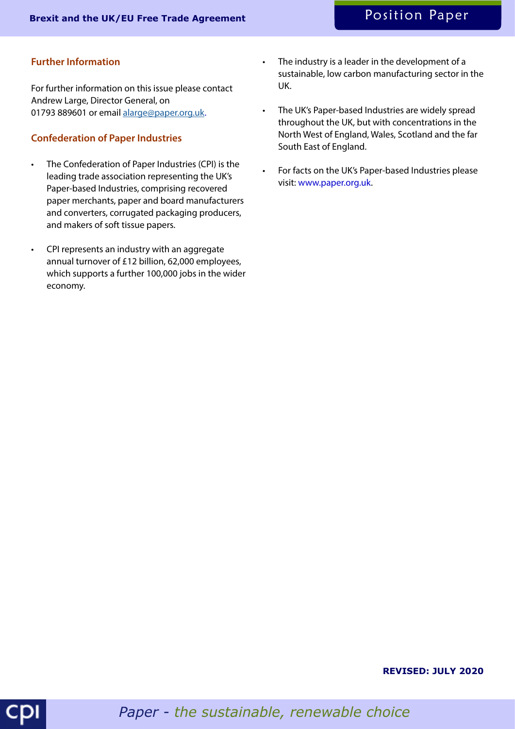## Further Information

For further information on this issue please contact Andrew Large, Director General, on 01793 889601 or email alarge@paper.org.uk.

## Confederation of Paper Industries

- The Confederation of Paper Industries (CPI) is the leading trade association representing the UK's Paper-based Industries, comprising recovered paper merchants, paper and board manufacturers and converters, corrugated packaging producers, and makers of soft tissue papers.
- CPI represents an industry with an aggregate annual turnover of £12 billion, 62,000 employees, which supports a further 100,000 jobs in the wider economy.
- The industry is a leader in the development of a sustainable, low carbon manufacturing sector in the UK.
- The UK's Paper-based Industries are widely spread throughout the UK, but with concentrations in the North West of England, Wales, Scotland and the far South East of England.
- For facts on the UK's Paper-based Industries please visit: www.paper.org.uk.

**REVISED: JULY 2020**